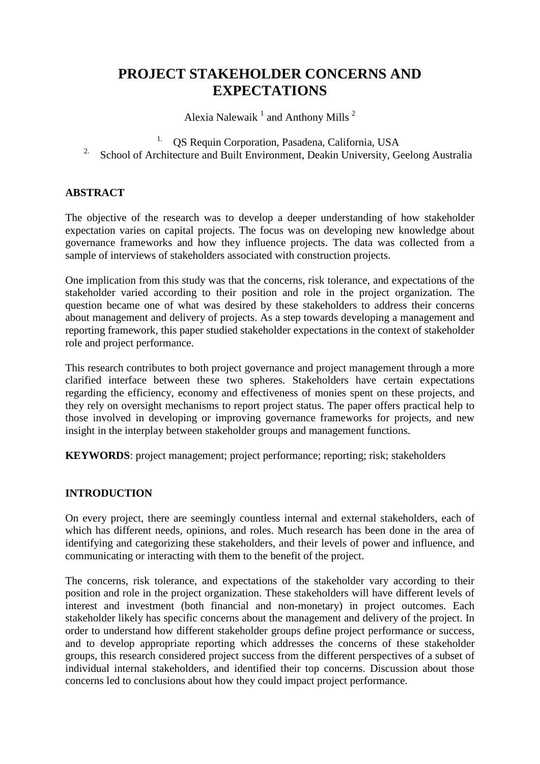# PROJECT STAKEHOLDER CONCERNS AND EXPECTATIONS

Alexia Nalewaik [1] and Anthony Mills [2]

[1.] QS Requin Corporation, Pasadena, California, USA
[2.] School of Architecture and Built Environment, Deakin University, Geelong Australia

## ABSTRACT

The objective of the research was to develop a deeper understanding of how stakeholder expectation varies on capital projects. The focus was on developing new knowledge about governance frameworks and how they influence projects. The data was collected from a sample of interviews of stakeholders associated with construction projects.

One implication from this study was that the concerns, risk tolerance, and expectations of the stakeholder varied according to their position and role in the project organization. The question became one of what was desired by these stakeholders to address their concerns about management and delivery of projects. As a step towards developing a management and reporting framework, this paper studied stakeholder expectations in the context of stakeholder role and project performance.

This research contributes to both project governance and project management through a more clarified interface between these two spheres. Stakeholders have certain expectations regarding the efficiency, economy and effectiveness of monies spent on these projects, and they rely on oversight mechanisms to report project status. The paper offers practical help to those involved in developing or improving governance frameworks for projects, and new insight in the interplay between stakeholder groups and management functions.

**KEYWORDS**: project management; project performance; reporting; risk; stakeholders

## INTRODUCTION

On every project, there are seemingly countless internal and external stakeholders, each of which has different needs, opinions, and roles. Much research has been done in the area of identifying and categorizing these stakeholders, and their levels of power and influence, and communicating or interacting with them to the benefit of the project.

The concerns, risk tolerance, and expectations of the stakeholder vary according to their position and role in the project organization. These stakeholders will have different levels of interest and investment (both financial and non-monetary) in project outcomes. Each stakeholder likely has specific concerns about the management and delivery of the project. In order to understand how different stakeholder groups define project performance or success, and to develop appropriate reporting which addresses the concerns of these stakeholder groups, this research considered project success from the different perspectives of a subset of individual internal stakeholders, and identified their top concerns. Discussion about those concerns led to conclusions about how they could impact project performance.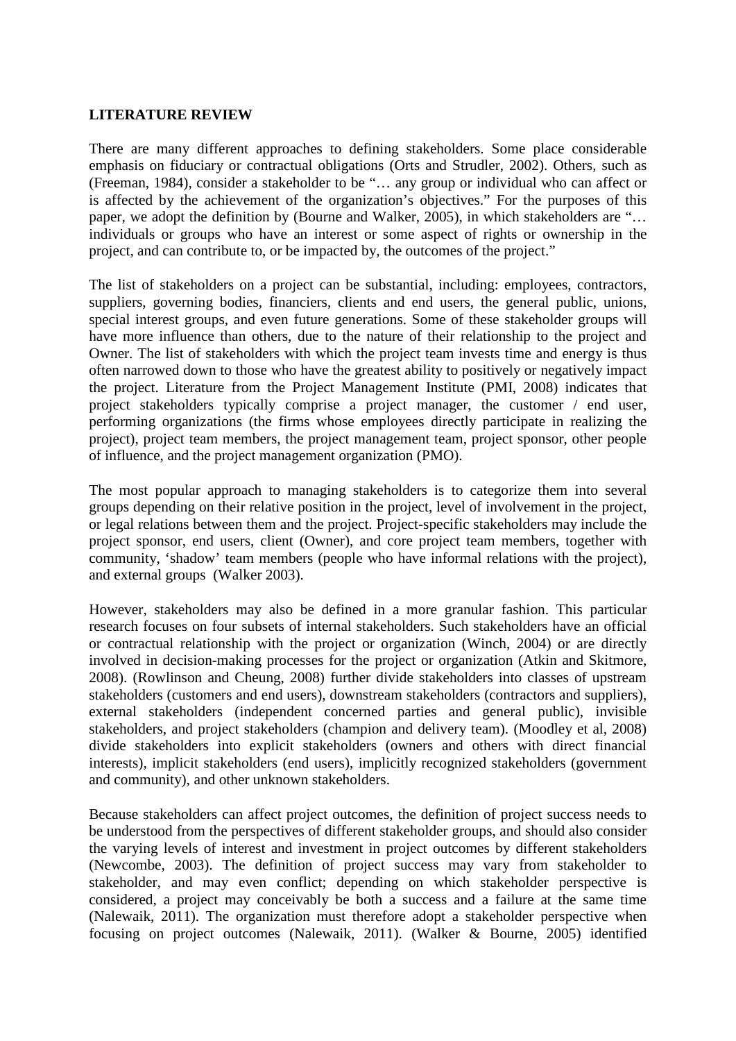## LITERATURE REVIEW

There are many different approaches to defining stakeholders. Some place considerable emphasis on fiduciary or contractual obligations (Orts and Strudler, 2002). Others, such as (Freeman, 1984), consider a stakeholder to be "… any group or individual who can affect or is affected by the achievement of the organization's objectives." For the purposes of this paper, we adopt the definition by (Bourne and Walker, 2005), in which stakeholders are "… individuals or groups who have an interest or some aspect of rights or ownership in the project, and can contribute to, or be impacted by, the outcomes of the project."

The list of stakeholders on a project can be substantial, including: employees, contractors, suppliers, governing bodies, financiers, clients and end users, the general public, unions, special interest groups, and even future generations. Some of these stakeholder groups will have more influence than others, due to the nature of their relationship to the project and Owner. The list of stakeholders with which the project team invests time and energy is thus often narrowed down to those who have the greatest ability to positively or negatively impact the project. Literature from the Project Management Institute (PMI, 2008) indicates that project stakeholders typically comprise a project manager, the customer / end user, performing organizations (the firms whose employees directly participate in realizing the project), project team members, the project management team, project sponsor, other people of influence, and the project management organization (PMO).

The most popular approach to managing stakeholders is to categorize them into several groups depending on their relative position in the project, level of involvement in the project, or legal relations between them and the project. Project-specific stakeholders may include the project sponsor, end users, client (Owner), and core project team members, together with community, 'shadow' team members (people who have informal relations with the project), and external groups (Walker 2003).

However, stakeholders may also be defined in a more granular fashion. This particular research focuses on four subsets of internal stakeholders. Such stakeholders have an official or contractual relationship with the project or organization (Winch, 2004) or are directly involved in decision-making processes for the project or organization (Atkin and Skitmore, 2008). (Rowlinson and Cheung, 2008) further divide stakeholders into classes of upstream stakeholders (customers and end users), downstream stakeholders (contractors and suppliers), external stakeholders (independent concerned parties and general public), invisible stakeholders, and project stakeholders (champion and delivery team). (Moodley et al, 2008) divide stakeholders into explicit stakeholders (owners and others with direct financial interests), implicit stakeholders (end users), implicitly recognized stakeholders (government and community), and other unknown stakeholders.

Because stakeholders can affect project outcomes, the definition of project success needs to be understood from the perspectives of different stakeholder groups, and should also consider the varying levels of interest and investment in project outcomes by different stakeholders (Newcombe, 2003). The definition of project success may vary from stakeholder to stakeholder, and may even conflict; depending on which stakeholder perspective is considered, a project may conceivably be both a success and a failure at the same time (Nalewaik, 2011). The organization must therefore adopt a stakeholder perspective when focusing on project outcomes (Nalewaik, 2011). (Walker & Bourne, 2005) identified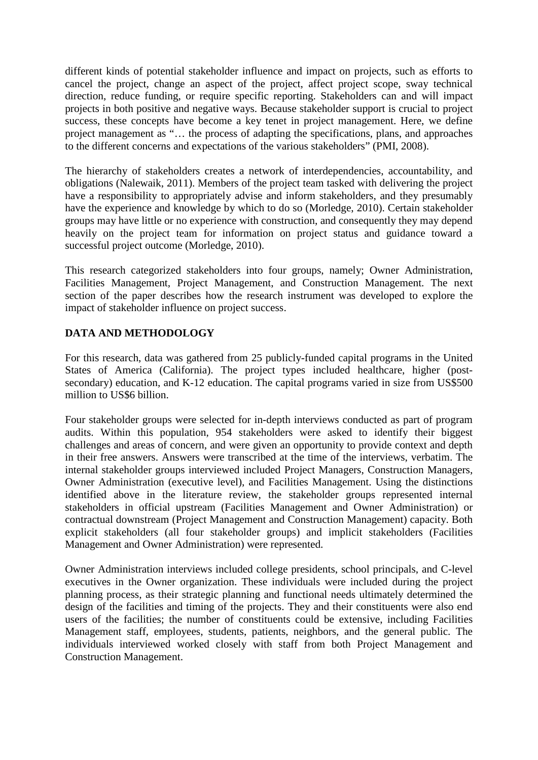different kinds of potential stakeholder influence and impact on projects, such as efforts to cancel the project, change an aspect of the project, affect project scope, sway technical direction, reduce funding, or require specific reporting. Stakeholders can and will impact projects in both positive and negative ways. Because stakeholder support is crucial to project success, these concepts have become a key tenet in project management. Here, we define project management as "… the process of adapting the specifications, plans, and approaches to the different concerns and expectations of the various stakeholders" (PMI, 2008).

The hierarchy of stakeholders creates a network of interdependencies, accountability, and obligations (Nalewaik, 2011). Members of the project team tasked with delivering the project have a responsibility to appropriately advise and inform stakeholders, and they presumably have the experience and knowledge by which to do so (Morledge, 2010). Certain stakeholder groups may have little or no experience with construction, and consequently they may depend heavily on the project team for information on project status and guidance toward a successful project outcome (Morledge, 2010).

This research categorized stakeholders into four groups, namely; Owner Administration, Facilities Management, Project Management, and Construction Management. The next section of the paper describes how the research instrument was developed to explore the impact of stakeholder influence on project success.

## DATA AND METHODOLOGY

For this research, data was gathered from 25 publicly-funded capital programs in the United States of America (California). The project types included healthcare, higher (post-secondary) education, and K-12 education. The capital programs varied in size from US$500 million to US$6 billion.

Four stakeholder groups were selected for in-depth interviews conducted as part of program audits. Within this population, 954 stakeholders were asked to identify their biggest challenges and areas of concern, and were given an opportunity to provide context and depth in their free answers. Answers were transcribed at the time of the interviews, verbatim. The internal stakeholder groups interviewed included Project Managers, Construction Managers, Owner Administration (executive level), and Facilities Management. Using the distinctions identified above in the literature review, the stakeholder groups represented internal stakeholders in official upstream (Facilities Management and Owner Administration) or contractual downstream (Project Management and Construction Management) capacity. Both explicit stakeholders (all four stakeholder groups) and implicit stakeholders (Facilities Management and Owner Administration) were represented.

Owner Administration interviews included college presidents, school principals, and C-level executives in the Owner organization. These individuals were included during the project planning process, as their strategic planning and functional needs ultimately determined the design of the facilities and timing of the projects. They and their constituents were also end users of the facilities; the number of constituents could be extensive, including Facilities Management staff, employees, students, patients, neighbors, and the general public. The individuals interviewed worked closely with staff from both Project Management and Construction Management.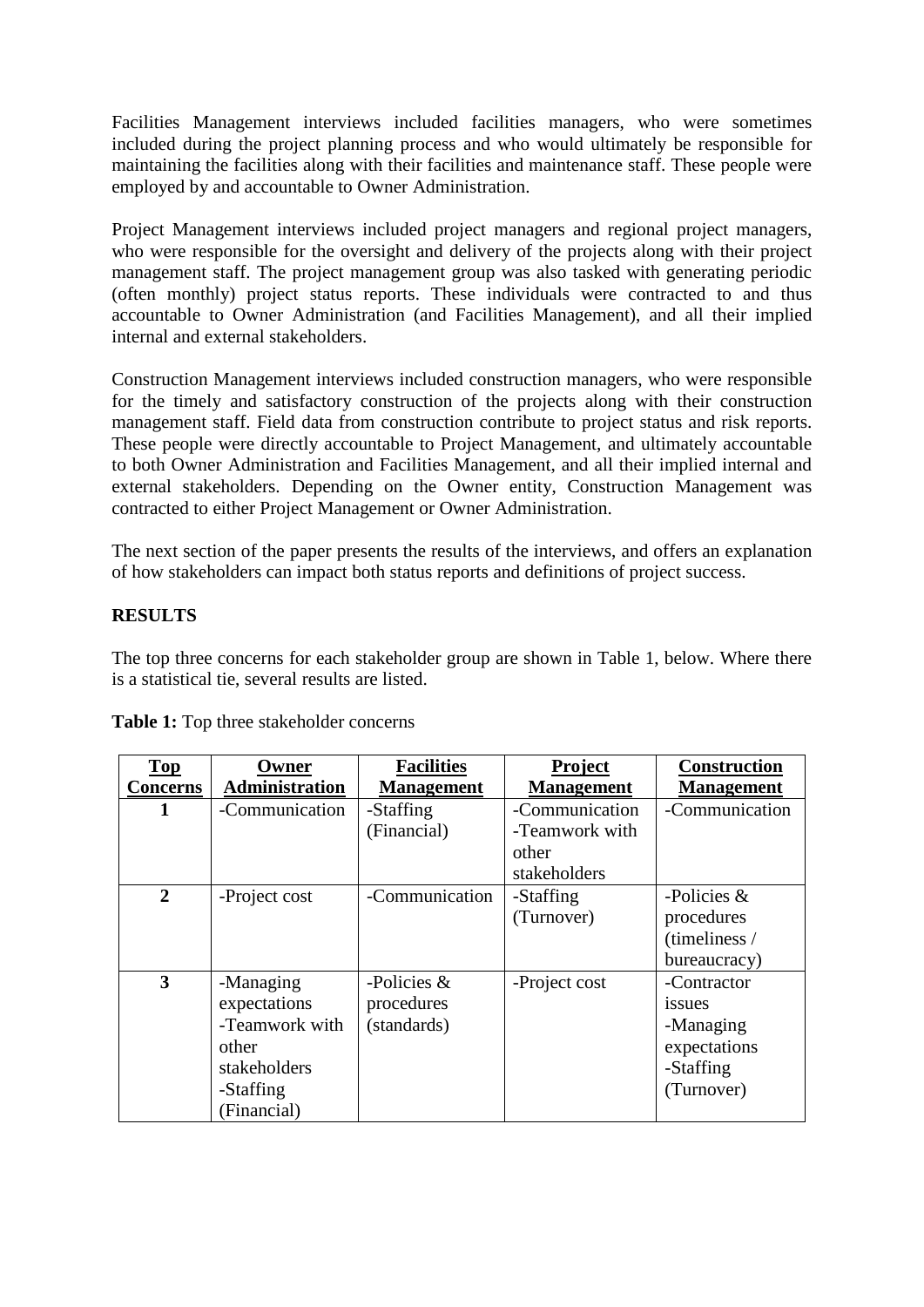Facilities Management interviews included facilities managers, who were sometimes included during the project planning process and who would ultimately be responsible for maintaining the facilities along with their facilities and maintenance staff. These people were employed by and accountable to Owner Administration.

Project Management interviews included project managers and regional project managers, who were responsible for the oversight and delivery of the projects along with their project management staff. The project management group was also tasked with generating periodic (often monthly) project status reports. These individuals were contracted to and thus accountable to Owner Administration (and Facilities Management), and all their implied internal and external stakeholders.

Construction Management interviews included construction managers, who were responsible for the timely and satisfactory construction of the projects along with their construction management staff. Field data from construction contribute to project status and risk reports. These people were directly accountable to Project Management, and ultimately accountable to both Owner Administration and Facilities Management, and all their implied internal and external stakeholders. Depending on the Owner entity, Construction Management was contracted to either Project Management or Owner Administration.

The next section of the paper presents the results of the interviews, and offers an explanation of how stakeholders can impact both status reports and definitions of project success.

## RESULTS

The top three concerns for each stakeholder group are shown in Table 1, below. Where there is a statistical tie, several results are listed.

**Table 1:** Top three stakeholder concerns

| Top Concerns | Owner Administration | Facilities Management | Project Management | Construction Management |
|---|---|---|---|---|
| 1 | -Communication | -Staffing (Financial) | -Communication<br>-Teamwork with other stakeholders | -Communication |
| 2 | -Project cost | -Communication | -Staffing (Turnover) | -Policies & procedures (timeliness / bureaucracy) |
| 3 | -Managing expectations<br>-Teamwork with other stakeholders<br>-Staffing (Financial) | -Policies & procedures (standards) | -Project cost | -Contractor issues<br>-Managing expectations<br>-Staffing (Turnover) |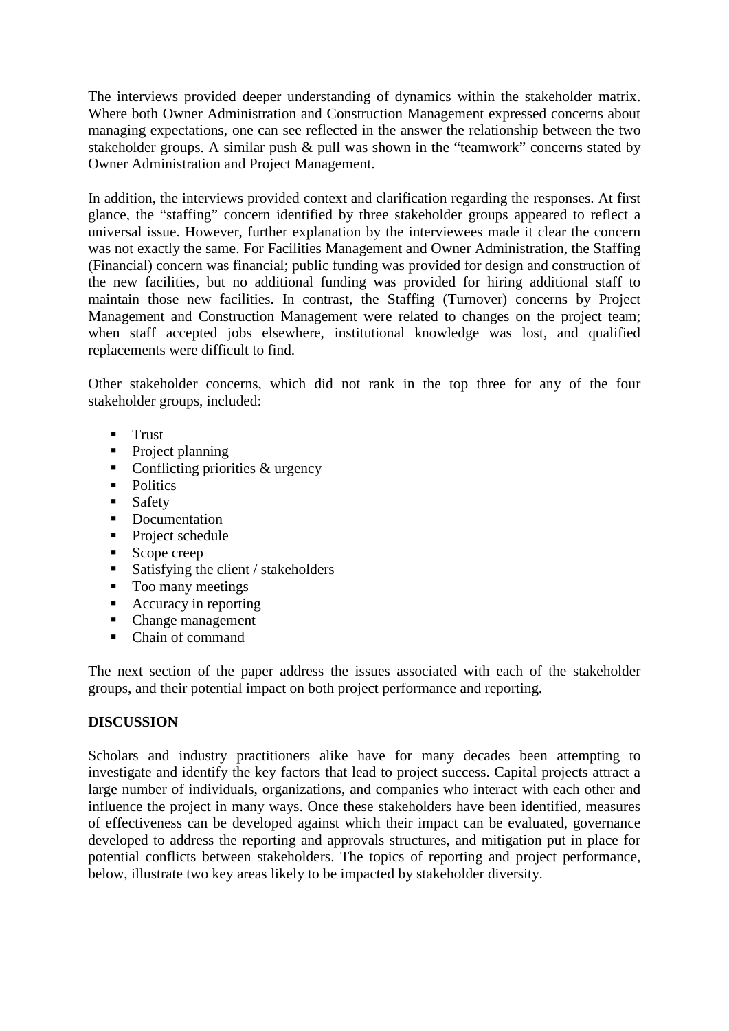The interviews provided deeper understanding of dynamics within the stakeholder matrix. Where both Owner Administration and Construction Management expressed concerns about managing expectations, one can see reflected in the answer the relationship between the two stakeholder groups. A similar push & pull was shown in the "teamwork" concerns stated by Owner Administration and Project Management.

In addition, the interviews provided context and clarification regarding the responses. At first glance, the "staffing" concern identified by three stakeholder groups appeared to reflect a universal issue. However, further explanation by the interviewees made it clear the concern was not exactly the same. For Facilities Management and Owner Administration, the Staffing (Financial) concern was financial; public funding was provided for design and construction of the new facilities, but no additional funding was provided for hiring additional staff to maintain those new facilities. In contrast, the Staffing (Turnover) concerns by Project Management and Construction Management were related to changes on the project team; when staff accepted jobs elsewhere, institutional knowledge was lost, and qualified replacements were difficult to find.

Other stakeholder concerns, which did not rank in the top three for any of the four stakeholder groups, included:

- Trust
- Project planning
- Conflicting priorities & urgency
- Politics
- Safety
- Documentation
- Project schedule
- Scope creep
- Satisfying the client / stakeholders
- Too many meetings
- Accuracy in reporting
- Change management
- Chain of command

The next section of the paper address the issues associated with each of the stakeholder groups, and their potential impact on both project performance and reporting.

**DISCUSSION**

Scholars and industry practitioners alike have for many decades been attempting to investigate and identify the key factors that lead to project success. Capital projects attract a large number of individuals, organizations, and companies who interact with each other and influence the project in many ways. Once these stakeholders have been identified, measures of effectiveness can be developed against which their impact can be evaluated, governance developed to address the reporting and approvals structures, and mitigation put in place for potential conflicts between stakeholders. The topics of reporting and project performance, below, illustrate two key areas likely to be impacted by stakeholder diversity.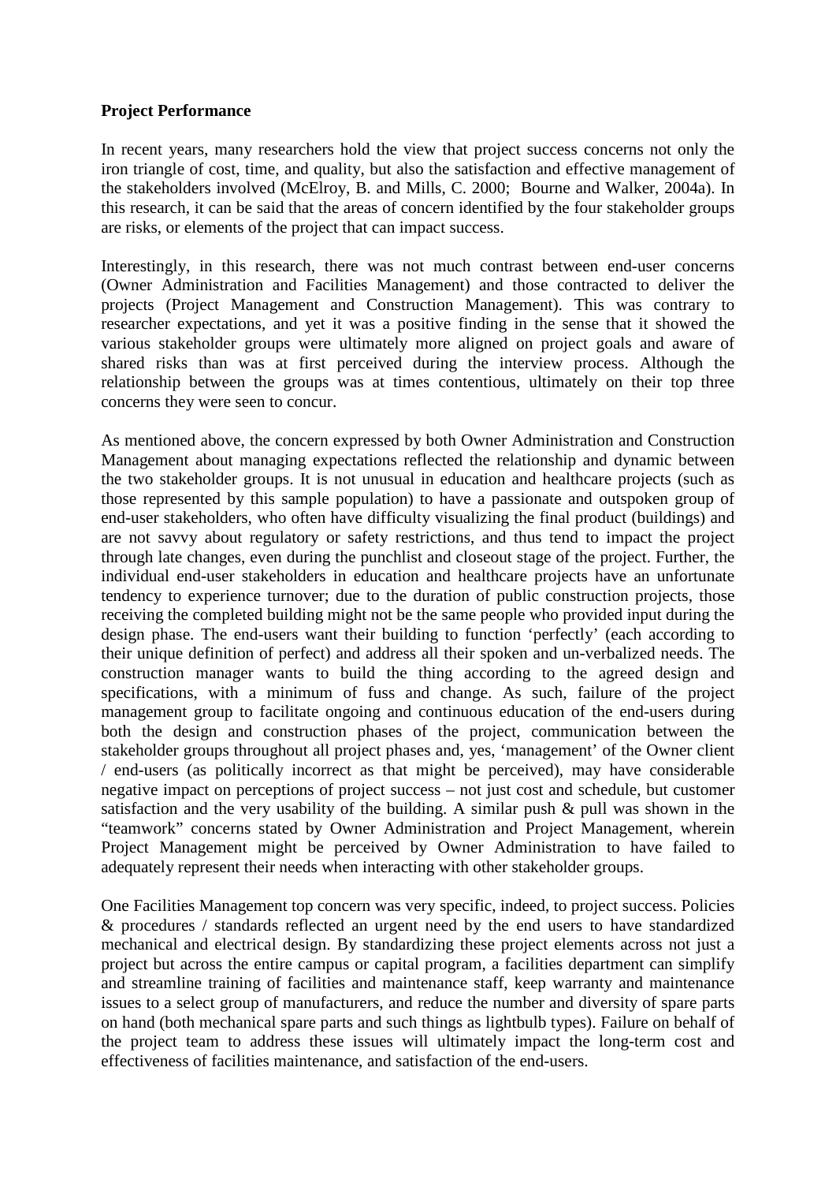**Project Performance**

In recent years, many researchers hold the view that project success concerns not only the iron triangle of cost, time, and quality, but also the satisfaction and effective management of the stakeholders involved (McElroy, B. and Mills, C. 2000; Bourne and Walker, 2004a). In this research, it can be said that the areas of concern identified by the four stakeholder groups are risks, or elements of the project that can impact success.

Interestingly, in this research, there was not much contrast between end-user concerns (Owner Administration and Facilities Management) and those contracted to deliver the projects (Project Management and Construction Management). This was contrary to researcher expectations, and yet it was a positive finding in the sense that it showed the various stakeholder groups were ultimately more aligned on project goals and aware of shared risks than was at first perceived during the interview process. Although the relationship between the groups was at times contentious, ultimately on their top three concerns they were seen to concur.

As mentioned above, the concern expressed by both Owner Administration and Construction Management about managing expectations reflected the relationship and dynamic between the two stakeholder groups. It is not unusual in education and healthcare projects (such as those represented by this sample population) to have a passionate and outspoken group of end-user stakeholders, who often have difficulty visualizing the final product (buildings) and are not savvy about regulatory or safety restrictions, and thus tend to impact the project through late changes, even during the punchlist and closeout stage of the project. Further, the individual end-user stakeholders in education and healthcare projects have an unfortunate tendency to experience turnover; due to the duration of public construction projects, those receiving the completed building might not be the same people who provided input during the design phase. The end-users want their building to function 'perfectly' (each according to their unique definition of perfect) and address all their spoken and un-verbalized needs. The construction manager wants to build the thing according to the agreed design and specifications, with a minimum of fuss and change. As such, failure of the project management group to facilitate ongoing and continuous education of the end-users during both the design and construction phases of the project, communication between the stakeholder groups throughout all project phases and, yes, 'management' of the Owner client / end-users (as politically incorrect as that might be perceived), may have considerable negative impact on perceptions of project success – not just cost and schedule, but customer satisfaction and the very usability of the building. A similar push & pull was shown in the "teamwork" concerns stated by Owner Administration and Project Management, wherein Project Management might be perceived by Owner Administration to have failed to adequately represent their needs when interacting with other stakeholder groups.

One Facilities Management top concern was very specific, indeed, to project success. Policies & procedures / standards reflected an urgent need by the end users to have standardized mechanical and electrical design. By standardizing these project elements across not just a project but across the entire campus or capital program, a facilities department can simplify and streamline training of facilities and maintenance staff, keep warranty and maintenance issues to a select group of manufacturers, and reduce the number and diversity of spare parts on hand (both mechanical spare parts and such things as lightbulb types). Failure on behalf of the project team to address these issues will ultimately impact the long-term cost and effectiveness of facilities maintenance, and satisfaction of the end-users.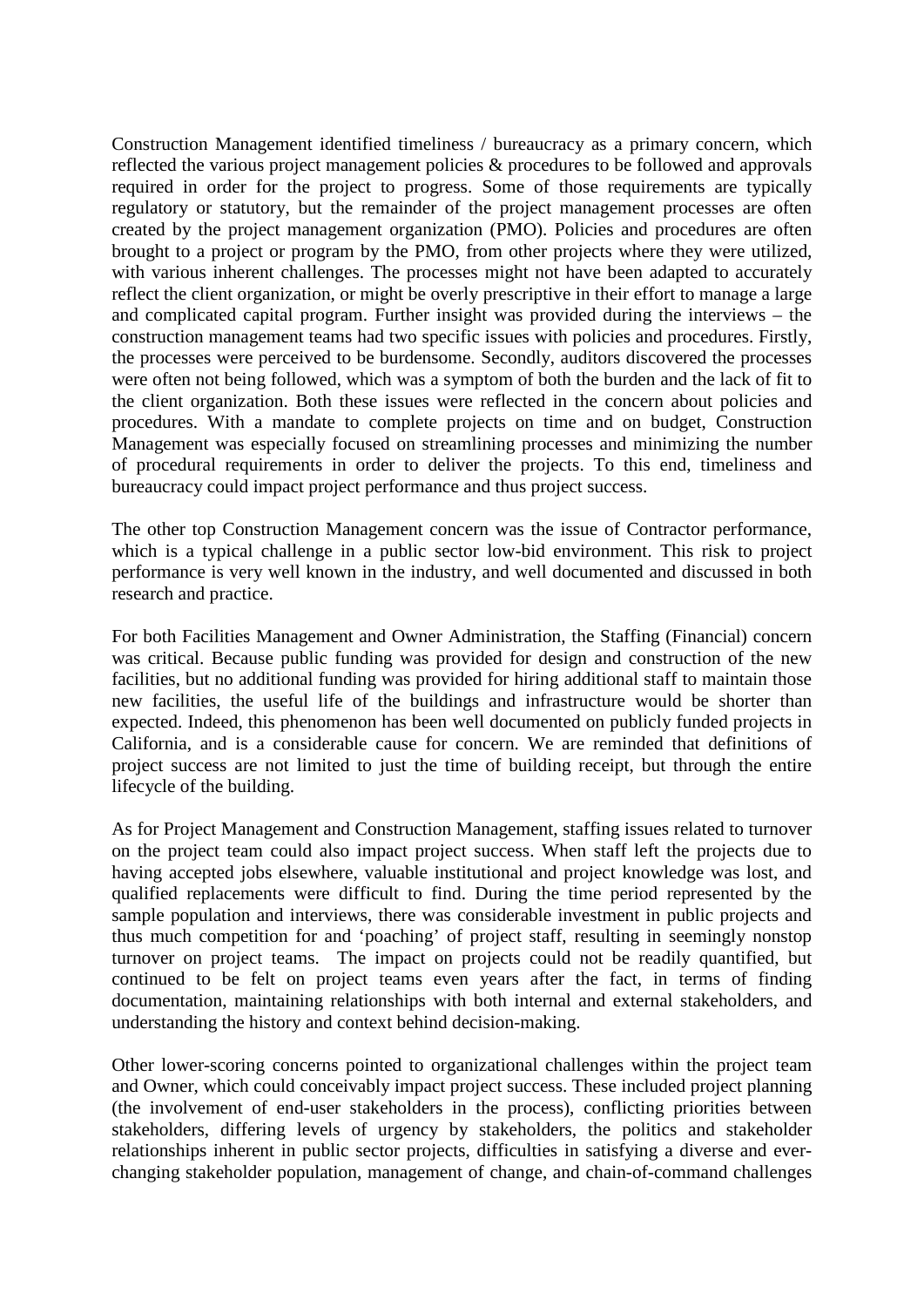Construction Management identified timeliness / bureaucracy as a primary concern, which reflected the various project management policies & procedures to be followed and approvals required in order for the project to progress. Some of those requirements are typically regulatory or statutory, but the remainder of the project management processes are often created by the project management organization (PMO). Policies and procedures are often brought to a project or program by the PMO, from other projects where they were utilized, with various inherent challenges. The processes might not have been adapted to accurately reflect the client organization, or might be overly prescriptive in their effort to manage a large and complicated capital program. Further insight was provided during the interviews – the construction management teams had two specific issues with policies and procedures. Firstly, the processes were perceived to be burdensome. Secondly, auditors discovered the processes were often not being followed, which was a symptom of both the burden and the lack of fit to the client organization. Both these issues were reflected in the concern about policies and procedures. With a mandate to complete projects on time and on budget, Construction Management was especially focused on streamlining processes and minimizing the number of procedural requirements in order to deliver the projects. To this end, timeliness and bureaucracy could impact project performance and thus project success.

The other top Construction Management concern was the issue of Contractor performance, which is a typical challenge in a public sector low-bid environment. This risk to project performance is very well known in the industry, and well documented and discussed in both research and practice.

For both Facilities Management and Owner Administration, the Staffing (Financial) concern was critical. Because public funding was provided for design and construction of the new facilities, but no additional funding was provided for hiring additional staff to maintain those new facilities, the useful life of the buildings and infrastructure would be shorter than expected. Indeed, this phenomenon has been well documented on publicly funded projects in California, and is a considerable cause for concern. We are reminded that definitions of project success are not limited to just the time of building receipt, but through the entire lifecycle of the building.

As for Project Management and Construction Management, staffing issues related to turnover on the project team could also impact project success. When staff left the projects due to having accepted jobs elsewhere, valuable institutional and project knowledge was lost, and qualified replacements were difficult to find. During the time period represented by the sample population and interviews, there was considerable investment in public projects and thus much competition for and 'poaching' of project staff, resulting in seemingly nonstop turnover on project teams. The impact on projects could not be readily quantified, but continued to be felt on project teams even years after the fact, in terms of finding documentation, maintaining relationships with both internal and external stakeholders, and understanding the history and context behind decision-making.

Other lower-scoring concerns pointed to organizational challenges within the project team and Owner, which could conceivably impact project success. These included project planning (the involvement of end-user stakeholders in the process), conflicting priorities between stakeholders, differing levels of urgency by stakeholders, the politics and stakeholder relationships inherent in public sector projects, difficulties in satisfying a diverse and ever-changing stakeholder population, management of change, and chain-of-command challenges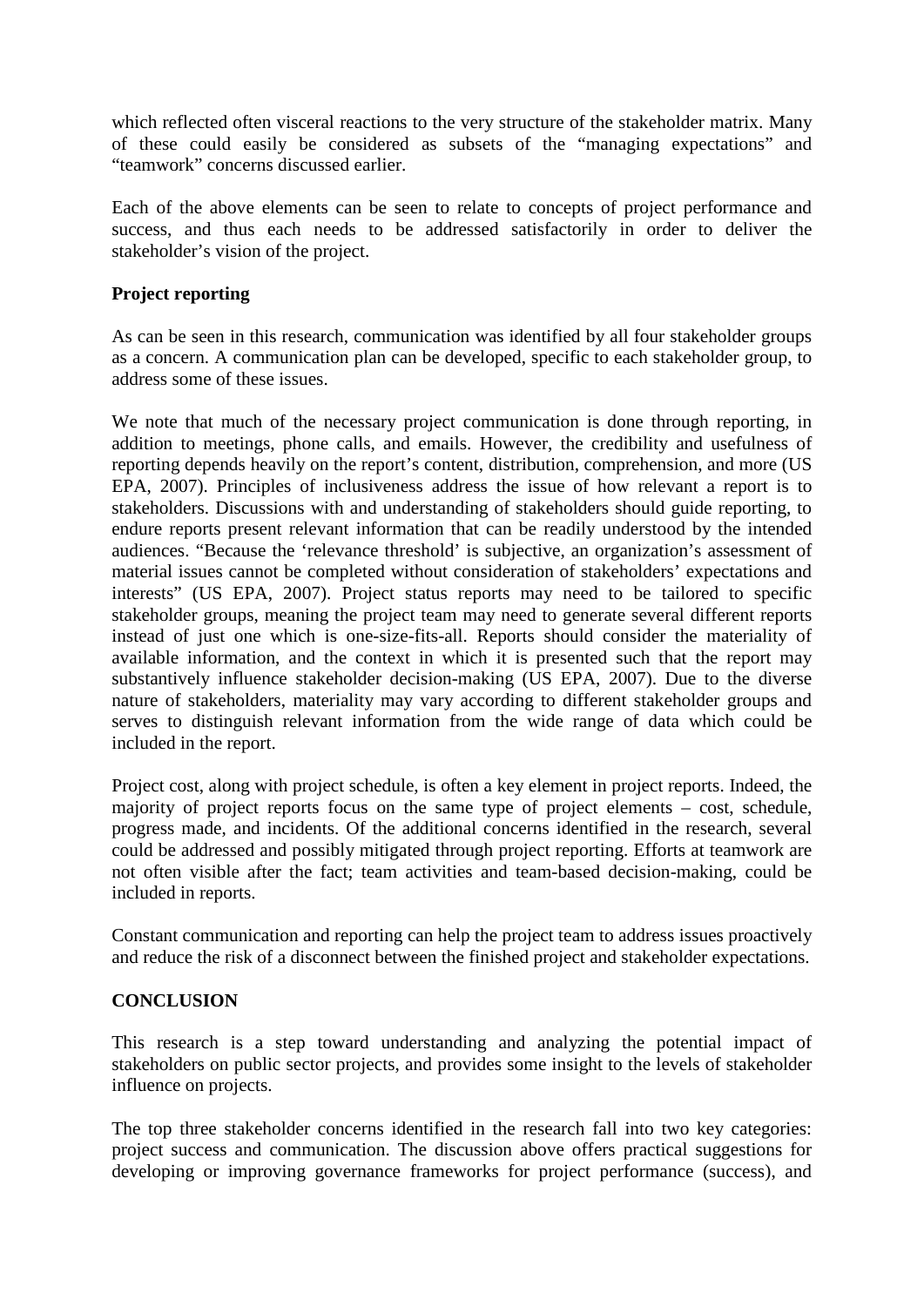which reflected often visceral reactions to the very structure of the stakeholder matrix. Many of these could easily be considered as subsets of the "managing expectations" and "teamwork" concerns discussed earlier.

Each of the above elements can be seen to relate to concepts of project performance and success, and thus each needs to be addressed satisfactorily in order to deliver the stakeholder's vision of the project.

**Project reporting**

As can be seen in this research, communication was identified by all four stakeholder groups as a concern. A communication plan can be developed, specific to each stakeholder group, to address some of these issues.

We note that much of the necessary project communication is done through reporting, in addition to meetings, phone calls, and emails. However, the credibility and usefulness of reporting depends heavily on the report's content, distribution, comprehension, and more (US EPA, 2007). Principles of inclusiveness address the issue of how relevant a report is to stakeholders. Discussions with and understanding of stakeholders should guide reporting, to endure reports present relevant information that can be readily understood by the intended audiences. "Because the 'relevance threshold' is subjective, an organization's assessment of material issues cannot be completed without consideration of stakeholders' expectations and interests" (US EPA, 2007). Project status reports may need to be tailored to specific stakeholder groups, meaning the project team may need to generate several different reports instead of just one which is one-size-fits-all. Reports should consider the materiality of available information, and the context in which it is presented such that the report may substantively influence stakeholder decision-making (US EPA, 2007). Due to the diverse nature of stakeholders, materiality may vary according to different stakeholder groups and serves to distinguish relevant information from the wide range of data which could be included in the report.

Project cost, along with project schedule, is often a key element in project reports. Indeed, the majority of project reports focus on the same type of project elements – cost, schedule, progress made, and incidents. Of the additional concerns identified in the research, several could be addressed and possibly mitigated through project reporting. Efforts at teamwork are not often visible after the fact; team activities and team-based decision-making, could be included in reports.

Constant communication and reporting can help the project team to address issues proactively and reduce the risk of a disconnect between the finished project and stakeholder expectations.

## CONCLUSION

This research is a step toward understanding and analyzing the potential impact of stakeholders on public sector projects, and provides some insight to the levels of stakeholder influence on projects.

The top three stakeholder concerns identified in the research fall into two key categories: project success and communication. The discussion above offers practical suggestions for developing or improving governance frameworks for project performance (success), and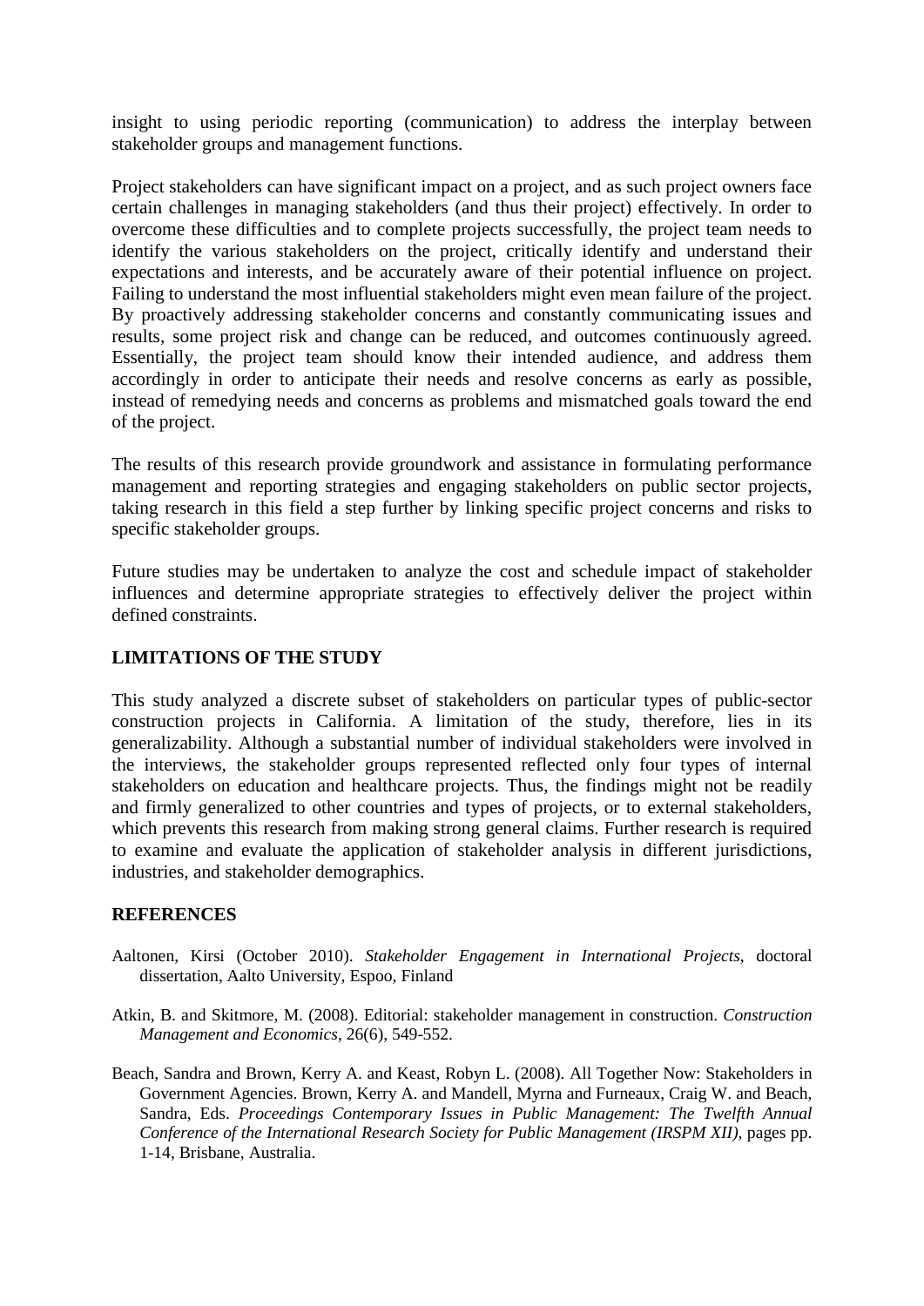insight to using periodic reporting (communication) to address the interplay between stakeholder groups and management functions.

Project stakeholders can have significant impact on a project, and as such project owners face certain challenges in managing stakeholders (and thus their project) effectively. In order to overcome these difficulties and to complete projects successfully, the project team needs to identify the various stakeholders on the project, critically identify and understand their expectations and interests, and be accurately aware of their potential influence on project. Failing to understand the most influential stakeholders might even mean failure of the project. By proactively addressing stakeholder concerns and constantly communicating issues and results, some project risk and change can be reduced, and outcomes continuously agreed. Essentially, the project team should know their intended audience, and address them accordingly in order to anticipate their needs and resolve concerns as early as possible, instead of remedying needs and concerns as problems and mismatched goals toward the end of the project.

The results of this research provide groundwork and assistance in formulating performance management and reporting strategies and engaging stakeholders on public sector projects, taking research in this field a step further by linking specific project concerns and risks to specific stakeholder groups.

Future studies may be undertaken to analyze the cost and schedule impact of stakeholder influences and determine appropriate strategies to effectively deliver the project within defined constraints.

## LIMITATIONS OF THE STUDY

This study analyzed a discrete subset of stakeholders on particular types of public-sector construction projects in California. A limitation of the study, therefore, lies in its generalizability. Although a substantial number of individual stakeholders were involved in the interviews, the stakeholder groups represented reflected only four types of internal stakeholders on education and healthcare projects. Thus, the findings might not be readily and firmly generalized to other countries and types of projects, or to external stakeholders, which prevents this research from making strong general claims. Further research is required to examine and evaluate the application of stakeholder analysis in different jurisdictions, industries, and stakeholder demographics.

## REFERENCES

Aaltonen, Kirsi (October 2010). *Stakeholder Engagement in International Projects*, doctoral dissertation, Aalto University, Espoo, Finland

Atkin, B. and Skitmore, M. (2008). Editorial: stakeholder management in construction. *Construction Management and Economics*, 26(6), 549-552.

Beach, Sandra and Brown, Kerry A. and Keast, Robyn L. (2008). All Together Now: Stakeholders in Government Agencies. Brown, Kerry A. and Mandell, Myrna and Furneaux, Craig W. and Beach, Sandra, Eds. *Proceedings Contemporary Issues in Public Management: The Twelfth Annual Conference of the International Research Society for Public Management (IRSPM XII)*, pages pp. 1-14, Brisbane, Australia.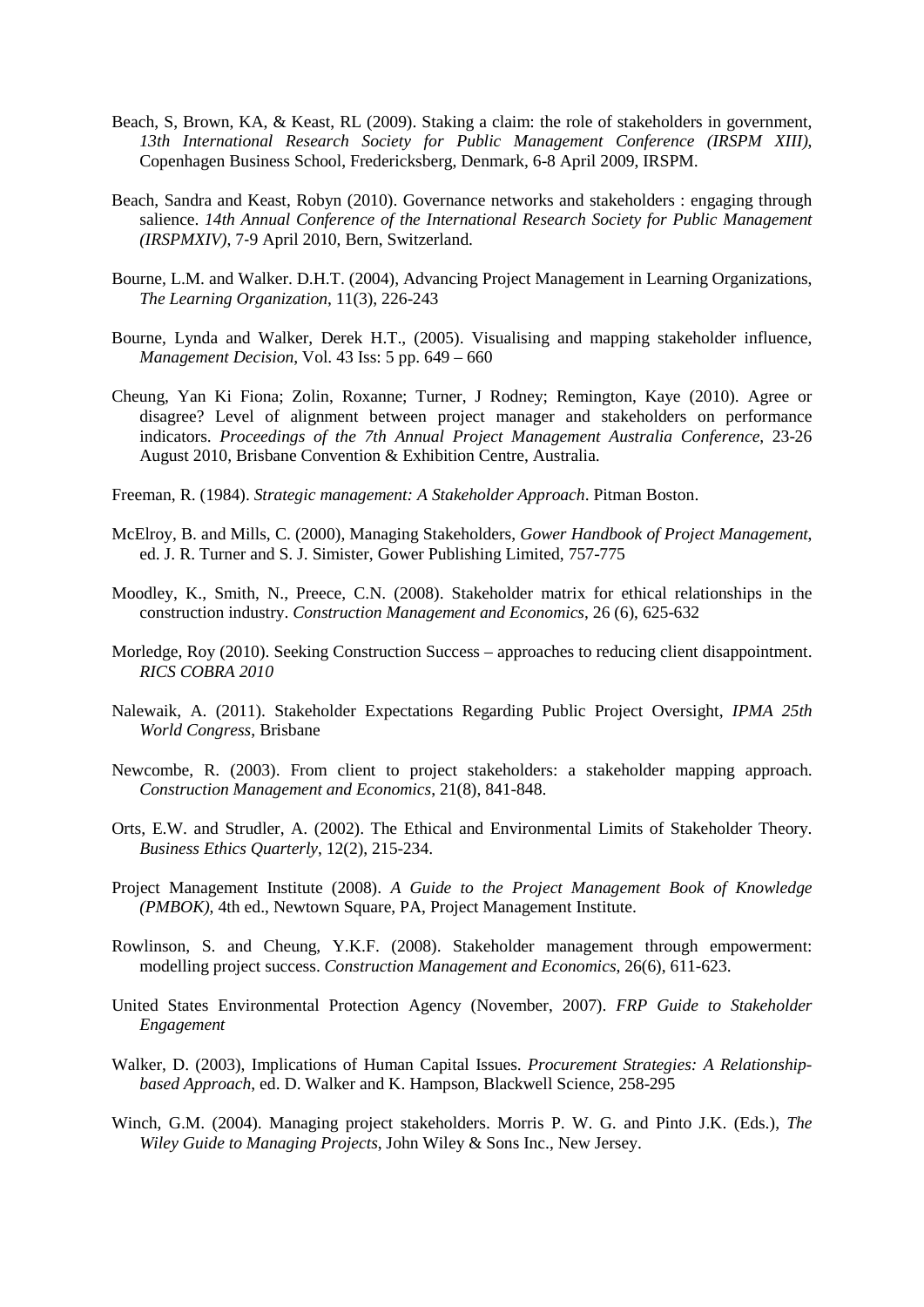Beach, S, Brown, KA, & Keast, RL (2009). Staking a claim: the role of stakeholders in government, *13th International Research Society for Public Management Conference (IRSPM XIII)*, Copenhagen Business School, Fredericksberg, Denmark, 6-8 April 2009, IRSPM.

Beach, Sandra and Keast, Robyn (2010). Governance networks and stakeholders : engaging through salience. *14th Annual Conference of the International Research Society for Public Management (IRSPMXIV)*, 7-9 April 2010, Bern, Switzerland.

Bourne, L.M. and Walker. D.H.T. (2004), Advancing Project Management in Learning Organizations, *The Learning Organization*, 11(3), 226-243

Bourne, Lynda and Walker, Derek H.T., (2005). Visualising and mapping stakeholder influence, *Management Decision*, Vol. 43 Iss: 5 pp. 649 – 660

Cheung, Yan Ki Fiona; Zolin, Roxanne; Turner, J Rodney; Remington, Kaye (2010). Agree or disagree? Level of alignment between project manager and stakeholders on performance indicators. *Proceedings of the 7th Annual Project Management Australia Conference*, 23-26 August 2010, Brisbane Convention & Exhibition Centre, Australia.

Freeman, R. (1984). *Strategic management: A Stakeholder Approach*. Pitman Boston.

McElroy, B. and Mills, C. (2000), Managing Stakeholders, *Gower Handbook of Project Management*, ed. J. R. Turner and S. J. Simister, Gower Publishing Limited, 757-775

Moodley, K., Smith, N., Preece, C.N. (2008). Stakeholder matrix for ethical relationships in the construction industry. *Construction Management and Economics*, 26 (6), 625-632

Morledge, Roy (2010). Seeking Construction Success – approaches to reducing client disappointment. *RICS COBRA 2010*

Nalewaik, A. (2011). Stakeholder Expectations Regarding Public Project Oversight, *IPMA 25th World Congress*, Brisbane

Newcombe, R. (2003). From client to project stakeholders: a stakeholder mapping approach. *Construction Management and Economics*, 21(8), 841-848.

Orts, E.W. and Strudler, A. (2002). The Ethical and Environmental Limits of Stakeholder Theory. *Business Ethics Quarterly*, 12(2), 215-234.

Project Management Institute (2008). *A Guide to the Project Management Book of Knowledge (PMBOK)*, 4th ed., Newtown Square, PA, Project Management Institute.

Rowlinson, S. and Cheung, Y.K.F. (2008). Stakeholder management through empowerment: modelling project success. *Construction Management and Economics*, 26(6), 611-623.

United States Environmental Protection Agency (November, 2007). *FRP Guide to Stakeholder Engagement*

Walker, D. (2003), Implications of Human Capital Issues. *Procurement Strategies: A Relationship-based Approach*, ed. D. Walker and K. Hampson, Blackwell Science, 258-295

Winch, G.M. (2004). Managing project stakeholders. Morris P. W. G. and Pinto J.K. (Eds.), *The Wiley Guide to Managing Projects*, John Wiley & Sons Inc., New Jersey.